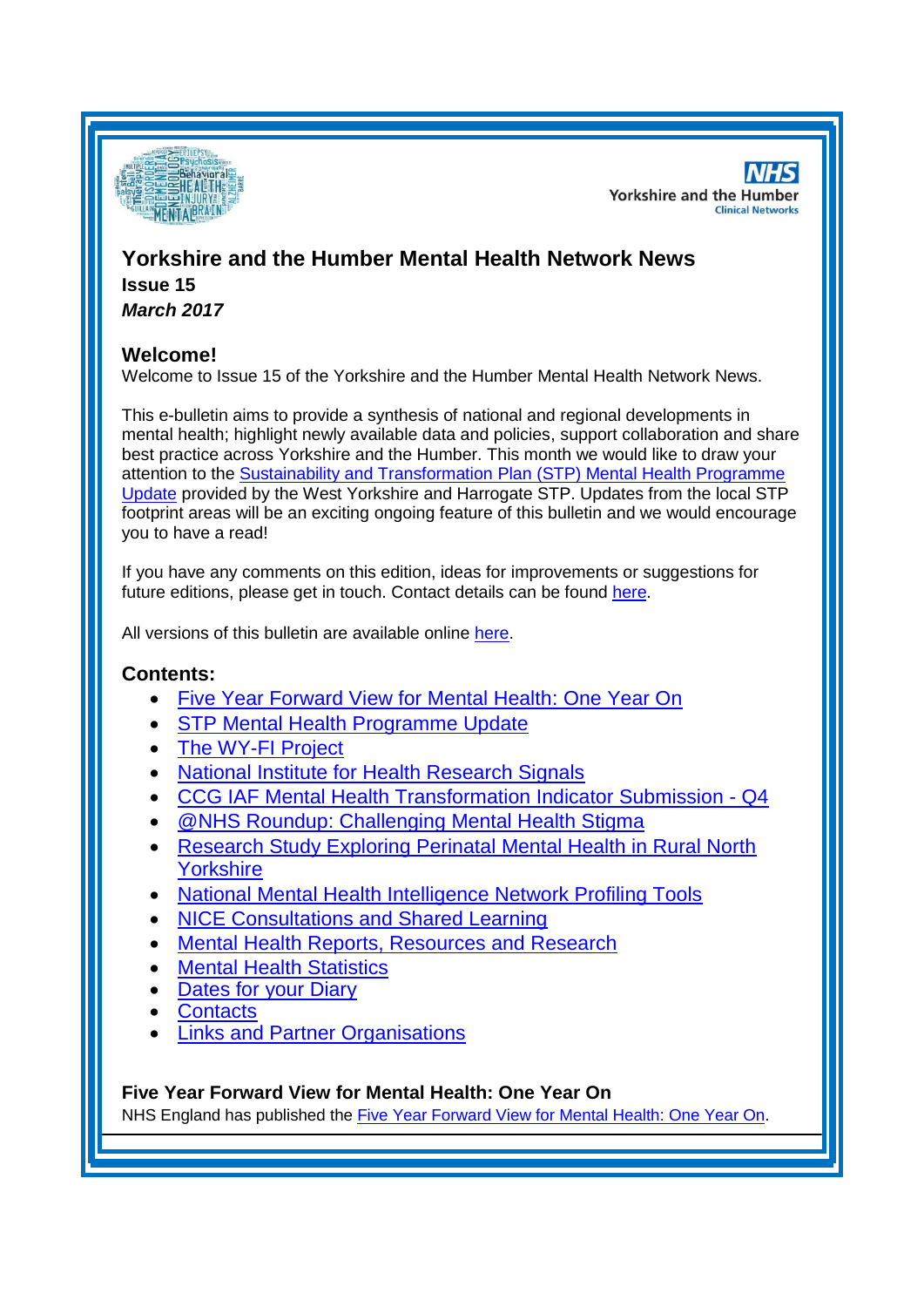NHS Yorkshire and the Humber Clinical Networks

# Yorkshire and the Humber Mental Health Network News

**Issue 15**

***March 2017***

## Welcome!

Welcome to Issue 15 of the Yorkshire and the Humber Mental Health Network News.

This e-bulletin aims to provide a synthesis of national and regional developments in mental health; highlight newly available data and policies, support collaboration and share best practice across Yorkshire and the Humber. This month we would like to draw your attention to the Sustainability and Transformation Plan (STP) Mental Health Programme Update provided by the West Yorkshire and Harrogate STP. Updates from the local STP footprint areas will be an exciting ongoing feature of this bulletin and we would encourage you to have a read!

If you have any comments on this edition, ideas for improvements or suggestions for future editions, please get in touch. Contact details can be found here.

All versions of this bulletin are available online here.

## Contents:

- Five Year Forward View for Mental Health: One Year On
- STP Mental Health Programme Update
- The WY-FI Project
- National Institute for Health Research Signals
- CCG IAF Mental Health Transformation Indicator Submission - Q4
- @NHS Roundup: Challenging Mental Health Stigma
- Research Study Exploring Perinatal Mental Health in Rural North Yorkshire
- National Mental Health Intelligence Network Profiling Tools
- NICE Consultations and Shared Learning
- Mental Health Reports, Resources and Research
- Mental Health Statistics
- Dates for your Diary
- Contacts
- Links and Partner Organisations

### Five Year Forward View for Mental Health: One Year On

NHS England has published the Five Year Forward View for Mental Health: One Year On.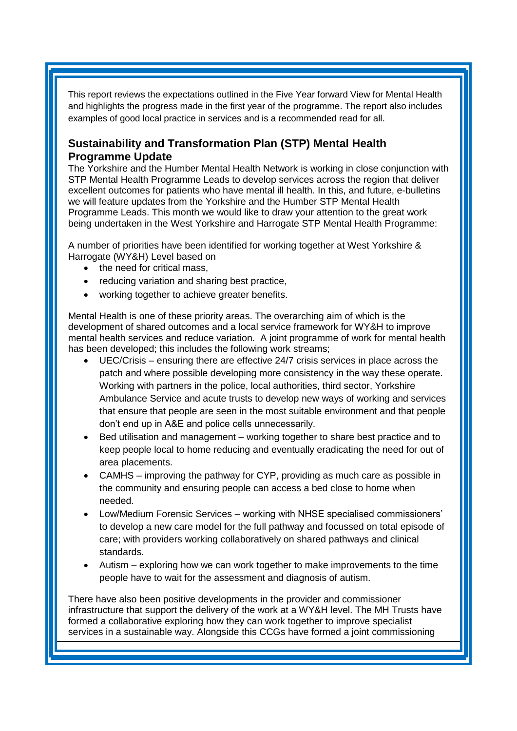This report reviews the expectations outlined in the Five Year forward View for Mental Health and highlights the progress made in the first year of the programme. The report also includes examples of good local practice in services and is a recommended read for all.

## Sustainability and Transformation Plan (STP) Mental Health Programme Update

The Yorkshire and the Humber Mental Health Network is working in close conjunction with STP Mental Health Programme Leads to develop services across the region that deliver excellent outcomes for patients who have mental ill health. In this, and future, e-bulletins we will feature updates from the Yorkshire and the Humber STP Mental Health Programme Leads. This month we would like to draw your attention to the great work being undertaken in the West Yorkshire and Harrogate STP Mental Health Programme:

A number of priorities have been identified for working together at West Yorkshire & Harrogate (WY&H) Level based on

- the need for critical mass,
- reducing variation and sharing best practice,
- working together to achieve greater benefits.

Mental Health is one of these priority areas. The overarching aim of which is the development of shared outcomes and a local service framework for WY&H to improve mental health services and reduce variation. A joint programme of work for mental health has been developed; this includes the following work streams;

- UEC/Crisis – ensuring there are effective 24/7 crisis services in place across the patch and where possible developing more consistency in the way these operate. Working with partners in the police, local authorities, third sector, Yorkshire Ambulance Service and acute trusts to develop new ways of working and services that ensure that people are seen in the most suitable environment and that people don't end up in A&E and police cells unnecessarily.
- Bed utilisation and management – working together to share best practice and to keep people local to home reducing and eventually eradicating the need for out of area placements.
- CAMHS – improving the pathway for CYP, providing as much care as possible in the community and ensuring people can access a bed close to home when needed.
- Low/Medium Forensic Services – working with NHSE specialised commissioners' to develop a new care model for the full pathway and focussed on total episode of care; with providers working collaboratively on shared pathways and clinical standards.
- Autism – exploring how we can work together to make improvements to the time people have to wait for the assessment and diagnosis of autism.

There have also been positive developments in the provider and commissioner infrastructure that support the delivery of the work at a WY&H level. The MH Trusts have formed a collaborative exploring how they can work together to improve specialist services in a sustainable way. Alongside this CCGs have formed a joint commissioning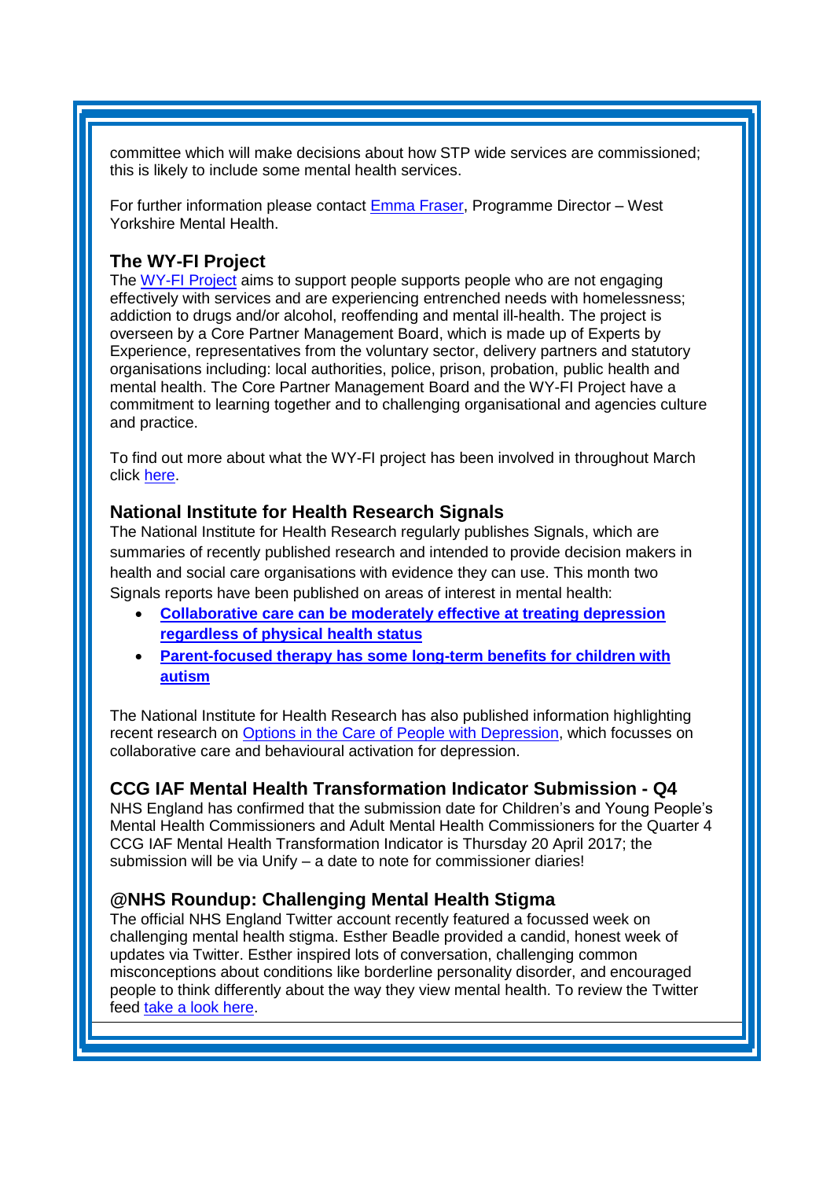committee which will make decisions about how STP wide services are commissioned; this is likely to include some mental health services.

For further information please contact Emma Fraser, Programme Director – West Yorkshire Mental Health.

### The WY-FI Project

The WY-FI Project aims to support people supports people who are not engaging effectively with services and are experiencing entrenched needs with homelessness; addiction to drugs and/or alcohol, reoffending and mental ill-health. The project is overseen by a Core Partner Management Board, which is made up of Experts by Experience, representatives from the voluntary sector, delivery partners and statutory organisations including: local authorities, police, prison, probation, public health and mental health. The Core Partner Management Board and the WY-FI Project have a commitment to learning together and to challenging organisational and agencies culture and practice.

To find out more about what the WY-FI project has been involved in throughout March click here.

### National Institute for Health Research Signals

The National Institute for Health Research regularly publishes Signals, which are summaries of recently published research and intended to provide decision makers in health and social care organisations with evidence they can use. This month two Signals reports have been published on areas of interest in mental health:

- **Collaborative care can be moderately effective at treating depression regardless of physical health status**
- **Parent-focused therapy has some long-term benefits for children with autism**

The National Institute for Health Research has also published information highlighting recent research on Options in the Care of People with Depression, which focusses on collaborative care and behavioural activation for depression.

### CCG IAF Mental Health Transformation Indicator Submission - Q4

NHS England has confirmed that the submission date for Children's and Young People's Mental Health Commissioners and Adult Mental Health Commissioners for the Quarter 4 CCG IAF Mental Health Transformation Indicator is Thursday 20 April 2017; the submission will be via Unify – a date to note for commissioner diaries!

### @NHS Roundup: Challenging Mental Health Stigma

The official NHS England Twitter account recently featured a focussed week on challenging mental health stigma. Esther Beadle provided a candid, honest week of updates via Twitter. Esther inspired lots of conversation, challenging common misconceptions about conditions like borderline personality disorder, and encouraged people to think differently about the way they view mental health. To review the Twitter feed take a look here.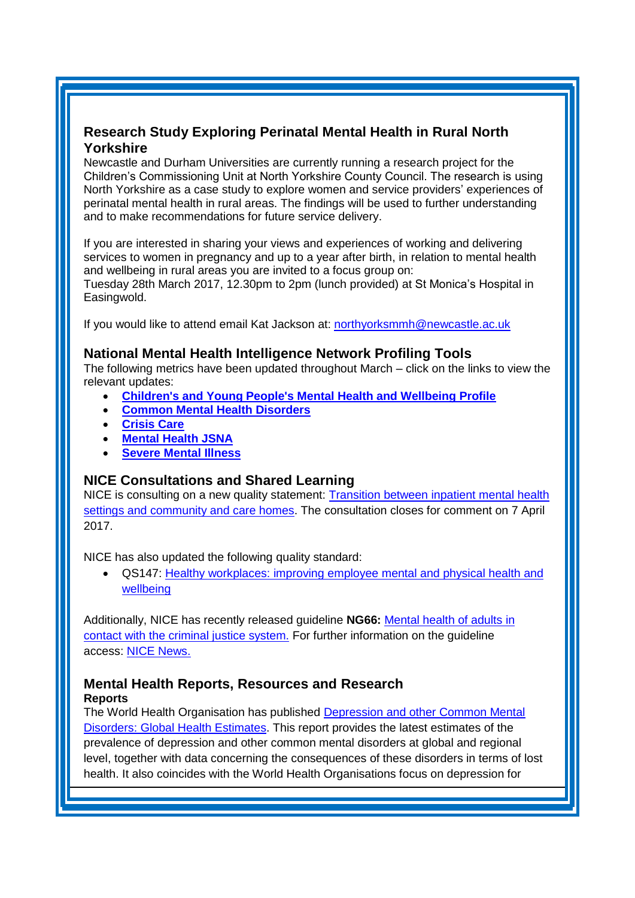## Research Study Exploring Perinatal Mental Health in Rural North Yorkshire

Newcastle and Durham Universities are currently running a research project for the Children's Commissioning Unit at North Yorkshire County Council. The research is using North Yorkshire as a case study to explore women and service providers' experiences of perinatal mental health in rural areas. The findings will be used to further understanding and to make recommendations for future service delivery.

If you are interested in sharing your views and experiences of working and delivering services to women in pregnancy and up to a year after birth, in relation to mental health and wellbeing in rural areas you are invited to a focus group on:
Tuesday 28th March 2017, 12.30pm to 2pm (lunch provided) at St Monica's Hospital in Easingwold.

If you would like to attend email Kat Jackson at: northyorksmmh@newcastle.ac.uk

## National Mental Health Intelligence Network Profiling Tools

The following metrics have been updated throughout March – click on the links to view the relevant updates:

- **Children's and Young People's Mental Health and Wellbeing Profile**
- **Common Mental Health Disorders**
- **Crisis Care**
- **Mental Health JSNA**
- **Severe Mental Illness**

## NICE Consultations and Shared Learning

NICE is consulting on a new quality statement: Transition between inpatient mental health settings and community and care homes. The consultation closes for comment on 7 April 2017.

NICE has also updated the following quality standard:

- QS147: Healthy workplaces: improving employee mental and physical health and wellbeing

Additionally, NICE has recently released guideline **NG66:** Mental health of adults in contact with the criminal justice system. For further information on the guideline access: NICE News.

## Mental Health Reports, Resources and Research

**Reports**

The World Health Organisation has published Depression and other Common Mental Disorders: Global Health Estimates. This report provides the latest estimates of the prevalence of depression and other common mental disorders at global and regional level, together with data concerning the consequences of these disorders in terms of lost health. It also coincides with the World Health Organisations focus on depression for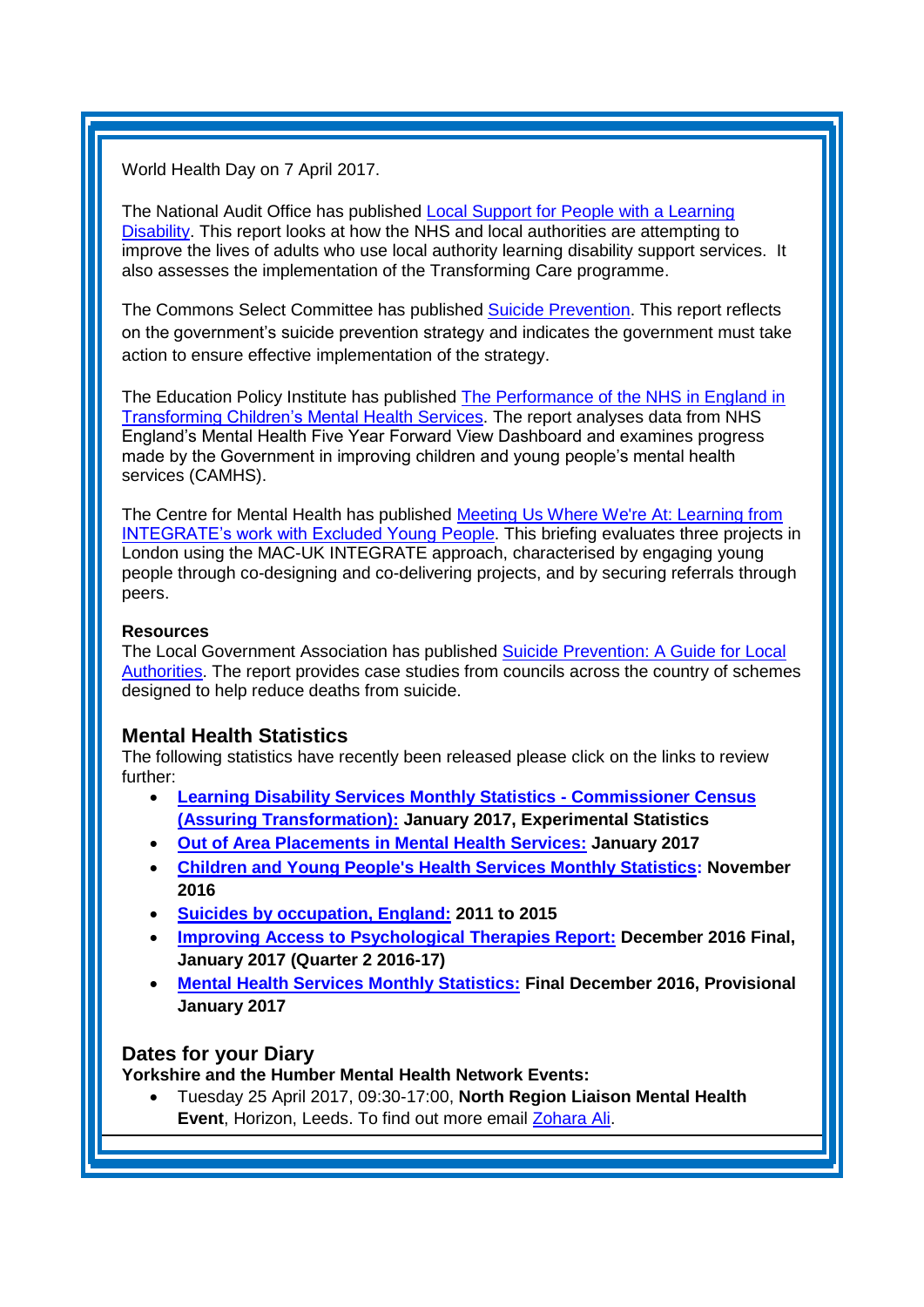World Health Day on 7 April 2017.

The National Audit Office has published Local Support for People with a Learning Disability. This report looks at how the NHS and local authorities are attempting to improve the lives of adults who use local authority learning disability support services. It also assesses the implementation of the Transforming Care programme.

The Commons Select Committee has published Suicide Prevention. This report reflects on the government's suicide prevention strategy and indicates the government must take action to ensure effective implementation of the strategy.

The Education Policy Institute has published The Performance of the NHS in England in Transforming Children's Mental Health Services. The report analyses data from NHS England's Mental Health Five Year Forward View Dashboard and examines progress made by the Government in improving children and young people's mental health services (CAMHS).

The Centre for Mental Health has published Meeting Us Where We're At: Learning from INTEGRATE's work with Excluded Young People. This briefing evaluates three projects in London using the MAC-UK INTEGRATE approach, characterised by engaging young people through co-designing and co-delivering projects, and by securing referrals through peers.

**Resources**
The Local Government Association has published Suicide Prevention: A Guide for Local Authorities. The report provides case studies from councils across the country of schemes designed to help reduce deaths from suicide.

## Mental Health Statistics

The following statistics have recently been released please click on the links to review further:

- **Learning Disability Services Monthly Statistics - Commissioner Census (Assuring Transformation): January 2017, Experimental Statistics**
- **Out of Area Placements in Mental Health Services: January 2017**
- **Children and Young People's Health Services Monthly Statistics: November 2016**
- **Suicides by occupation, England: 2011 to 2015**
- **Improving Access to Psychological Therapies Report: December 2016 Final, January 2017 (Quarter 2 2016-17)**
- **Mental Health Services Monthly Statistics: Final December 2016, Provisional January 2017**

## Dates for your Diary

**Yorkshire and the Humber Mental Health Network Events:**

- Tuesday 25 April 2017, 09:30-17:00, **North Region Liaison Mental Health Event**, Horizon, Leeds. To find out more email Zohara Ali.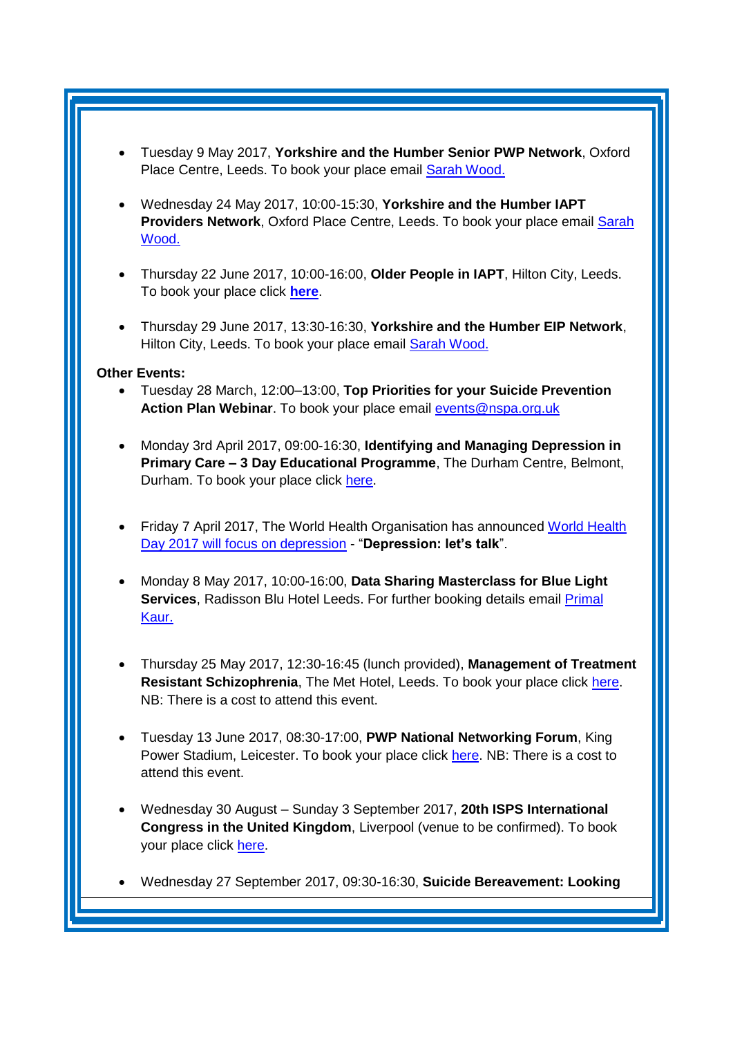- Tuesday 9 May 2017, **Yorkshire and the Humber Senior PWP Network**, Oxford Place Centre, Leeds. To book your place email Sarah Wood.

- Wednesday 24 May 2017, 10:00-15:30, **Yorkshire and the Humber IAPT Providers Network**, Oxford Place Centre, Leeds. To book your place email Sarah Wood.

- Thursday 22 June 2017, 10:00-16:00, **Older People in IAPT**, Hilton City, Leeds. To book your place click **here**.

- Thursday 29 June 2017, 13:30-16:30, **Yorkshire and the Humber EIP Network**, Hilton City, Leeds. To book your place email Sarah Wood.

**Other Events:**

- Tuesday 28 March, 12:00–13:00, **Top Priorities for your Suicide Prevention Action Plan Webinar**. To book your place email events@nspa.org.uk

- Monday 3rd April 2017, 09:00-16:30, **Identifying and Managing Depression in Primary Care – 3 Day Educational Programme**, The Durham Centre, Belmont, Durham. To book your place click here.

- Friday 7 April 2017, The World Health Organisation has announced World Health Day 2017 will focus on depression - "**Depression: let's talk**".

- Monday 8 May 2017, 10:00-16:00, **Data Sharing Masterclass for Blue Light Services**, Radisson Blu Hotel Leeds. For further booking details email Primal Kaur.

- Thursday 25 May 2017, 12:30-16:45 (lunch provided), **Management of Treatment Resistant Schizophrenia**, The Met Hotel, Leeds. To book your place click here. NB: There is a cost to attend this event.

- Tuesday 13 June 2017, 08:30-17:00, **PWP National Networking Forum**, King Power Stadium, Leicester. To book your place click here. NB: There is a cost to attend this event.

- Wednesday 30 August – Sunday 3 September 2017, **20th ISPS International Congress in the United Kingdom**, Liverpool (venue to be confirmed). To book your place click here.

- Wednesday 27 September 2017, 09:30-16:30, **Suicide Bereavement: Looking**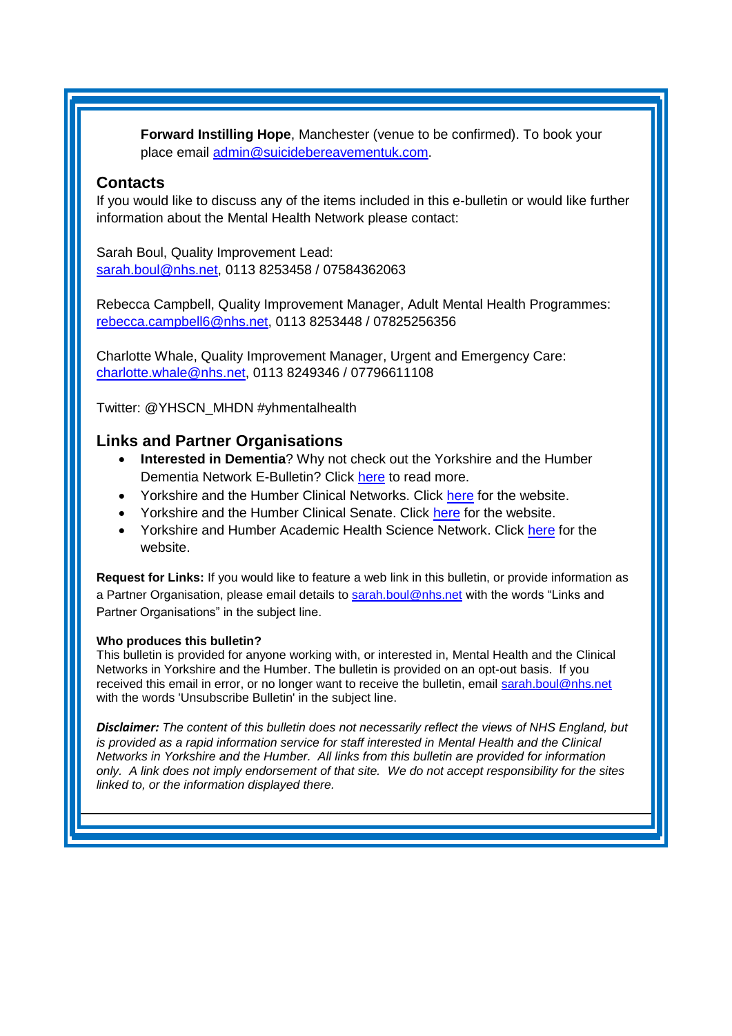**Forward Instilling Hope**, Manchester (venue to be confirmed). To book your place email admin@suicidebereavementuk.com.

## Contacts

If you would like to discuss any of the items included in this e-bulletin or would like further information about the Mental Health Network please contact:

Sarah Boul, Quality Improvement Lead:
sarah.boul@nhs.net, 0113 8253458 / 07584362063

Rebecca Campbell, Quality Improvement Manager, Adult Mental Health Programmes:
rebecca.campbell6@nhs.net, 0113 8253448 / 07825256356

Charlotte Whale, Quality Improvement Manager, Urgent and Emergency Care:
charlotte.whale@nhs.net, 0113 8249346 / 07796611108

Twitter: @YHSCN_MHDN #yhmentalhealth

## Links and Partner Organisations

- **Interested in Dementia**? Why not check out the Yorkshire and the Humber Dementia Network E-Bulletin? Click here to read more.
- Yorkshire and the Humber Clinical Networks. Click here for the website.
- Yorkshire and the Humber Clinical Senate. Click here for the website.
- Yorkshire and Humber Academic Health Science Network. Click here for the website.

**Request for Links:** If you would like to feature a web link in this bulletin, or provide information as a Partner Organisation, please email details to sarah.boul@nhs.net with the words "Links and Partner Organisations" in the subject line.

**Who produces this bulletin?**
This bulletin is provided for anyone working with, or interested in, Mental Health and the Clinical Networks in Yorkshire and the Humber. The bulletin is provided on an opt-out basis. If you received this email in error, or no longer want to receive the bulletin, email sarah.boul@nhs.net with the words 'Unsubscribe Bulletin' in the subject line.

***Disclaimer:*** *The content of this bulletin does not necessarily reflect the views of NHS England, but is provided as a rapid information service for staff interested in Mental Health and the Clinical Networks in Yorkshire and the Humber. All links from this bulletin are provided for information only. A link does not imply endorsement of that site. We do not accept responsibility for the sites linked to, or the information displayed there.*